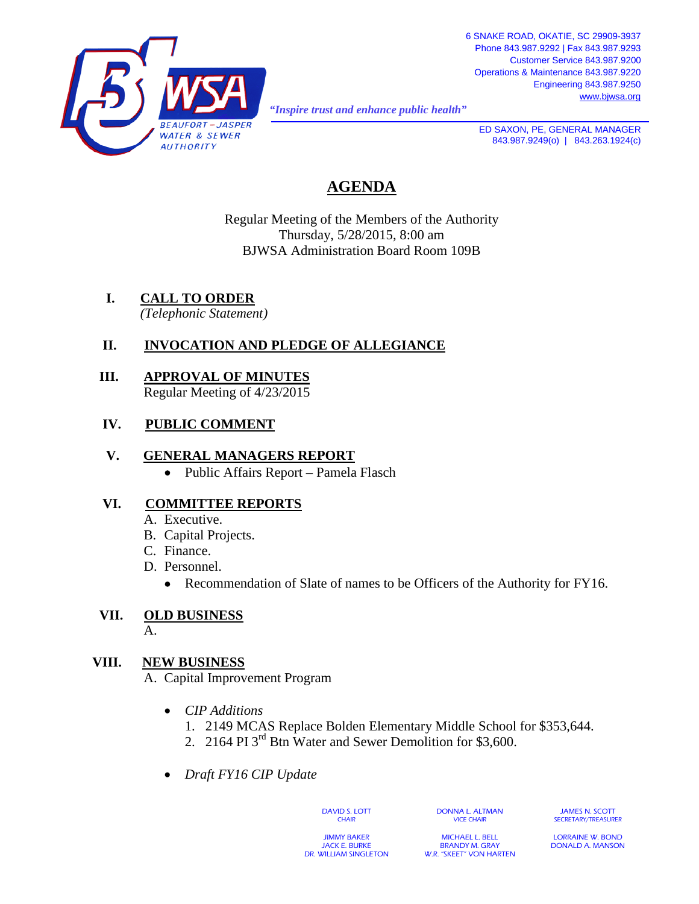BEAUFORT – JASPER WATER & SEWER AUTHORITY

*"Inspire trust and enhance public health"*

6 SNAKE ROAD, OKATIE, SC 29909-3937
Phone 843.987.9292 | Fax 843.987.9293
Customer Service 843.987.9200
Operations & Maintenance 843.987.9220
Engineering 843.987.9250
www.bjwsa.org

ED SAXON, PE, GENERAL MANAGER
843.987.9249(o) | 843.263.1924(c)

# AGENDA

Regular Meeting of the Members of the Authority
Thursday, 5/28/2015, 8:00 am
BJWSA Administration Board Room 109B

## I. CALL TO ORDER

*(Telephonic Statement)*

## II. INVOCATION AND PLEDGE OF ALLEGIANCE

## III. APPROVAL OF MINUTES

Regular Meeting of 4/23/2015

## IV. PUBLIC COMMENT

## V. GENERAL MANAGERS REPORT

- Public Affairs Report – Pamela Flasch

## VI. COMMITTEE REPORTS

A. Executive.
B. Capital Projects.
C. Finance.
D. Personnel.
   - Recommendation of Slate of names to be Officers of the Authority for FY16.

## VII. OLD BUSINESS

A.

## VIII. NEW BUSINESS

A. Capital Improvement Program

- *CIP Additions*
  1. 2149 MCAS Replace Bolden Elementary Middle School for $353,644.
  2. 2164 PI 3rd Btn Water and Sewer Demolition for $3,600.

- *Draft FY16 CIP Update*

DAVID S. LOTT, CHAIR
DONNA L. ALTMAN, VICE CHAIR
JAMES N. SCOTT, SECRETARY/TREASURER

JIMMY BAKER
JACK E. BURKE
DR. WILLIAM SINGLETON
MICHAEL L. BELL
BRANDY M. GRAY
W.R. "SKEET" VON HARTEN
LORRAINE W. BOND
DONALD A. MANSON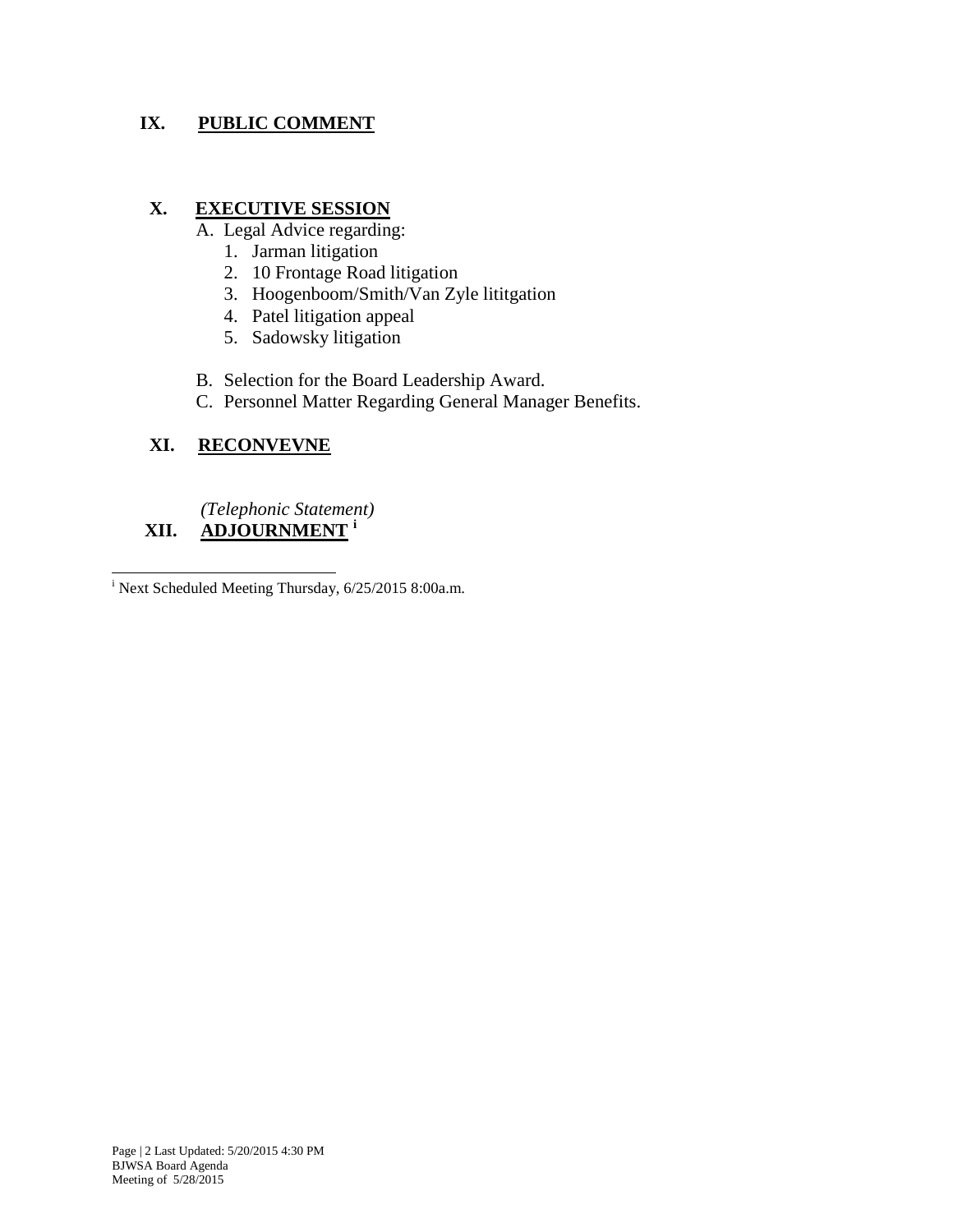## IX. PUBLIC COMMENT

## X. EXECUTIVE SESSION

A. Legal Advice regarding:
   1. Jarman litigation
   2. 10 Frontage Road litigation
   3. Hoogenboom/Smith/Van Zyle lititgation
   4. Patel litigation appeal
   5. Sadowsky litigation

B. Selection for the Board Leadership Award.

C. Personnel Matter Regarding General Manager Benefits.

## XI. RECONVEVNE

*(Telephonic Statement)*

## XII. ADJOURNMENT [i]

[i] Next Scheduled Meeting Thursday, 6/25/2015 8:00a.m.